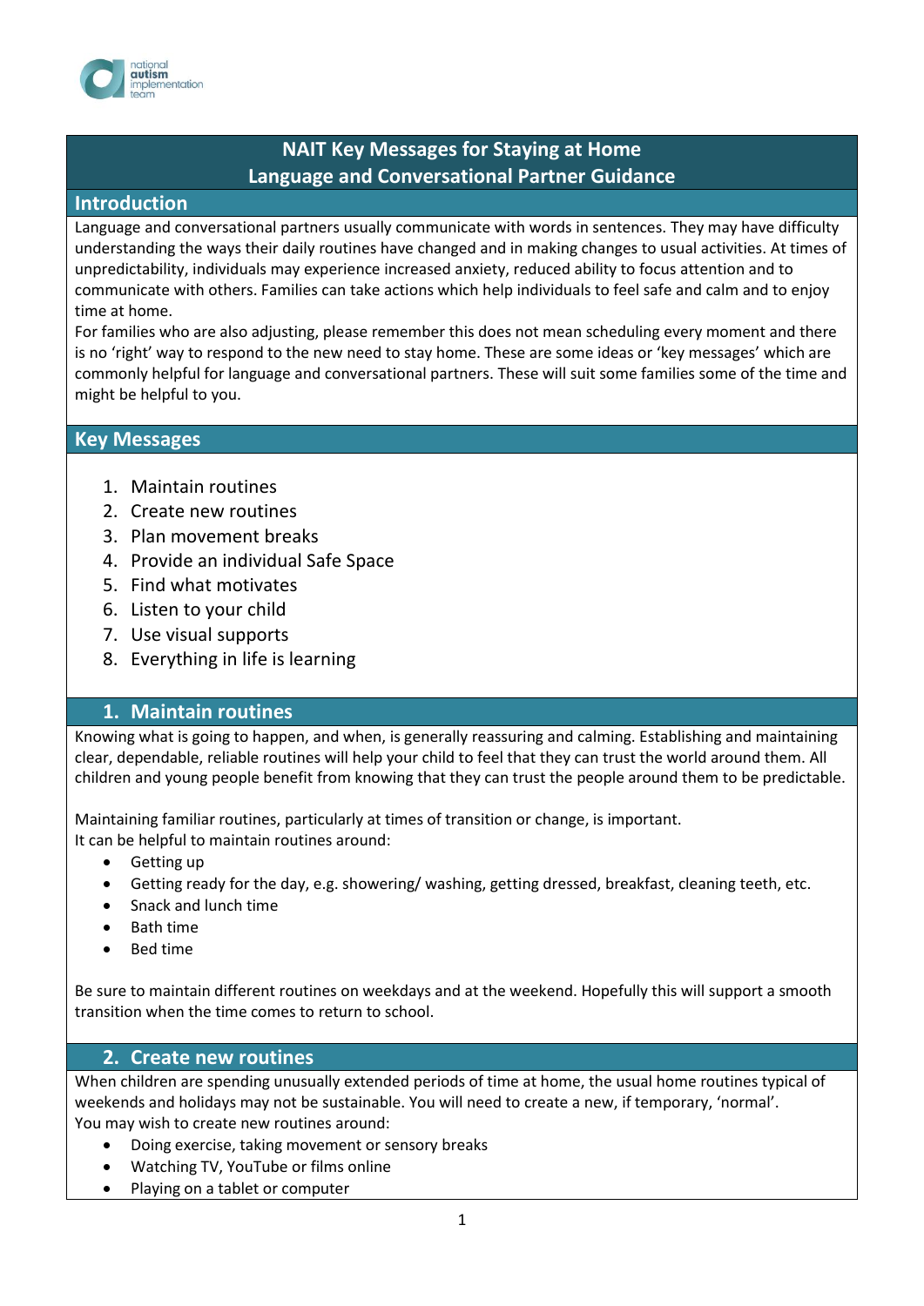# NAIT Key Messages for Staying at Home
# Language and Conversational Partner Guidance

## Introduction

Language and conversational partners usually communicate with words in sentences. They may have difficulty understanding the ways their daily routines have changed and in making changes to usual activities. At times of unpredictability, individuals may experience increased anxiety, reduced ability to focus attention and to communicate with others. Families can take actions which help individuals to feel safe and calm and to enjoy time at home.

For families who are also adjusting, please remember this does not mean scheduling every moment and there is no 'right' way to respond to the new need to stay home. These are some ideas or 'key messages' which are commonly helpful for language and conversational partners. These will suit some families some of the time and might be helpful to you.

## Key Messages

1. Maintain routines
2. Create new routines
3. Plan movement breaks
4. Provide an individual Safe Space
5. Find what motivates
6. Listen to your child
7. Use visual supports
8. Everything in life is learning

## 1. Maintain routines

Knowing what is going to happen, and when, is generally reassuring and calming. Establishing and maintaining clear, dependable, reliable routines will help your child to feel that they can trust the world around them. All children and young people benefit from knowing that they can trust the people around them to be predictable.

Maintaining familiar routines, particularly at times of transition or change, is important.
It can be helpful to maintain routines around:

- Getting up
- Getting ready for the day, e.g. showering/ washing, getting dressed, breakfast, cleaning teeth, etc.
- Snack and lunch time
- Bath time
- Bed time

Be sure to maintain different routines on weekdays and at the weekend. Hopefully this will support a smooth transition when the time comes to return to school.

## 2. Create new routines

When children are spending unusually extended periods of time at home, the usual home routines typical of weekends and holidays may not be sustainable. You will need to create a new, if temporary, 'normal'.
You may wish to create new routines around:

- Doing exercise, taking movement or sensory breaks
- Watching TV, YouTube or films online
- Playing on a tablet or computer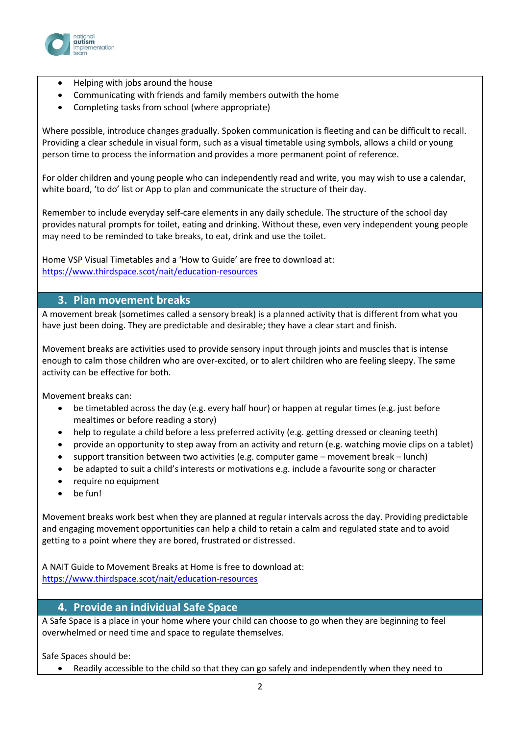- Helping with jobs around the house
- Communicating with friends and family members outwith the home
- Completing tasks from school (where appropriate)

Where possible, introduce changes gradually. Spoken communication is fleeting and can be difficult to recall. Providing a clear schedule in visual form, such as a visual timetable using symbols, allows a child or young person time to process the information and provides a more permanent point of reference.

For older children and young people who can independently read and write, you may wish to use a calendar, white board, 'to do' list or App to plan and communicate the structure of their day.

Remember to include everyday self-care elements in any daily schedule. The structure of the school day provides natural prompts for toilet, eating and drinking. Without these, even very independent young people may need to be reminded to take breaks, to eat, drink and use the toilet.

Home VSP Visual Timetables and a 'How to Guide' are free to download at:
https://www.thirdspace.scot/nait/education-resources

## 3. Plan movement breaks

A movement break (sometimes called a sensory break) is a planned activity that is different from what you have just been doing. They are predictable and desirable; they have a clear start and finish.

Movement breaks are activities used to provide sensory input through joints and muscles that is intense enough to calm those children who are over-excited, or to alert children who are feeling sleepy. The same activity can be effective for both.

Movement breaks can:

- be timetabled across the day (e.g. every half hour) or happen at regular times (e.g. just before mealtimes or before reading a story)
- help to regulate a child before a less preferred activity (e.g. getting dressed or cleaning teeth)
- provide an opportunity to step away from an activity and return (e.g. watching movie clips on a tablet)
- support transition between two activities (e.g. computer game – movement break – lunch)
- be adapted to suit a child's interests or motivations e.g. include a favourite song or character
- require no equipment
- be fun!

Movement breaks work best when they are planned at regular intervals across the day. Providing predictable and engaging movement opportunities can help a child to retain a calm and regulated state and to avoid getting to a point where they are bored, frustrated or distressed.

A NAIT Guide to Movement Breaks at Home is free to download at:
https://www.thirdspace.scot/nait/education-resources

## 4. Provide an individual Safe Space

A Safe Space is a place in your home where your child can choose to go when they are beginning to feel overwhelmed or need time and space to regulate themselves.

Safe Spaces should be:

- Readily accessible to the child so that they can go safely and independently when they need to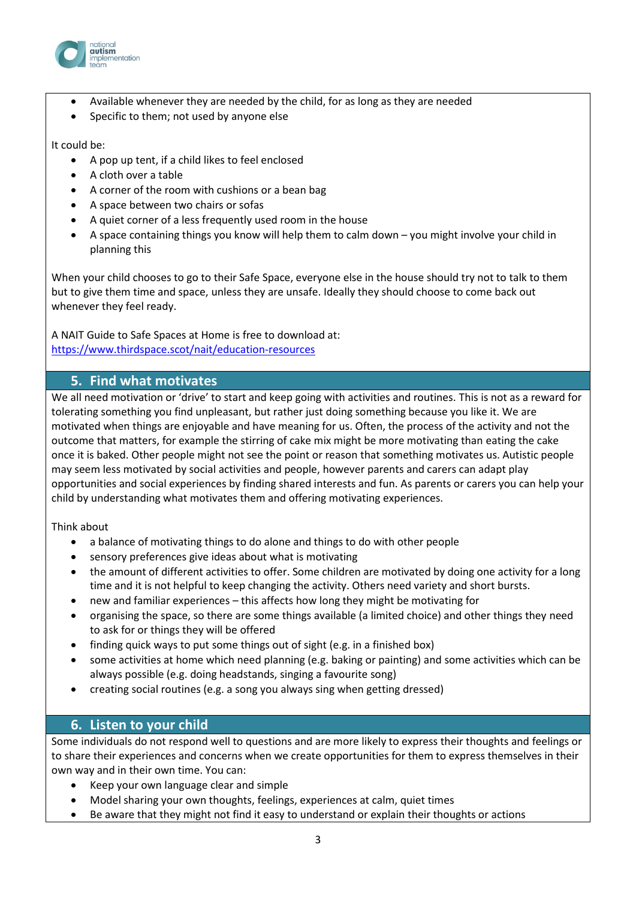- Available whenever they are needed by the child, for as long as they are needed
- Specific to them; not used by anyone else

It could be:

- A pop up tent, if a child likes to feel enclosed
- A cloth over a table
- A corner of the room with cushions or a bean bag
- A space between two chairs or sofas
- A quiet corner of a less frequently used room in the house
- A space containing things you know will help them to calm down – you might involve your child in planning this

When your child chooses to go to their Safe Space, everyone else in the house should try not to talk to them but to give them time and space, unless they are unsafe. Ideally they should choose to come back out whenever they feel ready.

A NAIT Guide to Safe Spaces at Home is free to download at:
[https://www.thirdspace.scot/nait/education-resources](https://www.thirdspace.scot/nait/education-resources)

## 5. Find what motivates

We all need motivation or 'drive' to start and keep going with activities and routines. This is not as a reward for tolerating something you find unpleasant, but rather just doing something because you like it. We are motivated when things are enjoyable and have meaning for us. Often, the process of the activity and not the outcome that matters, for example the stirring of cake mix might be more motivating than eating the cake once it is baked. Other people might not see the point or reason that something motivates us. Autistic people may seem less motivated by social activities and people, however parents and carers can adapt play opportunities and social experiences by finding shared interests and fun. As parents or carers you can help your child by understanding what motivates them and offering motivating experiences.

Think about

- a balance of motivating things to do alone and things to do with other people
- sensory preferences give ideas about what is motivating
- the amount of different activities to offer. Some children are motivated by doing one activity for a long time and it is not helpful to keep changing the activity. Others need variety and short bursts.
- new and familiar experiences – this affects how long they might be motivating for
- organising the space, so there are some things available (a limited choice) and other things they need to ask for or things they will be offered
- finding quick ways to put some things out of sight (e.g. in a finished box)
- some activities at home which need planning (e.g. baking or painting) and some activities which can be always possible (e.g. doing headstands, singing a favourite song)
- creating social routines (e.g. a song you always sing when getting dressed)

## 6. Listen to your child

Some individuals do not respond well to questions and are more likely to express their thoughts and feelings or to share their experiences and concerns when we create opportunities for them to express themselves in their own way and in their own time. You can:

- Keep your own language clear and simple
- Model sharing your own thoughts, feelings, experiences at calm, quiet times
- Be aware that they might not find it easy to understand or explain their thoughts or actions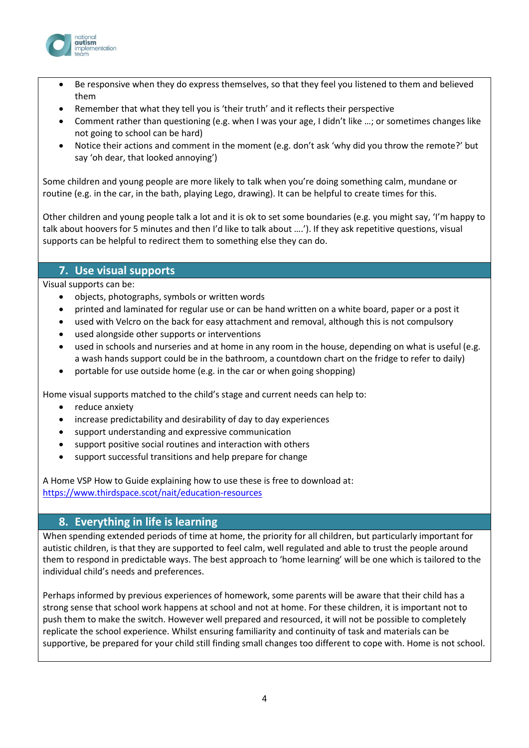- Be responsive when they do express themselves, so that they feel you listened to them and believed them
- Remember that what they tell you is 'their truth' and it reflects their perspective
- Comment rather than questioning (e.g. when I was your age, I didn't like …; or sometimes changes like not going to school can be hard)
- Notice their actions and comment in the moment (e.g. don't ask 'why did you throw the remote?' but say 'oh dear, that looked annoying')

Some children and young people are more likely to talk when you're doing something calm, mundane or routine (e.g. in the car, in the bath, playing Lego, drawing). It can be helpful to create times for this.

Other children and young people talk a lot and it is ok to set some boundaries (e.g. you might say, 'I'm happy to talk about hoovers for 5 minutes and then I'd like to talk about ….'). If they ask repetitive questions, visual supports can be helpful to redirect them to something else they can do.

## 7. Use visual supports

Visual supports can be:

- objects, photographs, symbols or written words
- printed and laminated for regular use or can be hand written on a white board, paper or a post it
- used with Velcro on the back for easy attachment and removal, although this is not compulsory
- used alongside other supports or interventions
- used in schools and nurseries and at home in any room in the house, depending on what is useful (e.g. a wash hands support could be in the bathroom, a countdown chart on the fridge to refer to daily)
- portable for use outside home (e.g. in the car or when going shopping)

Home visual supports matched to the child's stage and current needs can help to:

- reduce anxiety
- increase predictability and desirability of day to day experiences
- support understanding and expressive communication
- support positive social routines and interaction with others
- support successful transitions and help prepare for change

A Home VSP How to Guide explaining how to use these is free to download at:
https://www.thirdspace.scot/nait/education-resources

## 8. Everything in life is learning

When spending extended periods of time at home, the priority for all children, but particularly important for autistic children, is that they are supported to feel calm, well regulated and able to trust the people around them to respond in predictable ways. The best approach to 'home learning' will be one which is tailored to the individual child's needs and preferences.

Perhaps informed by previous experiences of homework, some parents will be aware that their child has a strong sense that school work happens at school and not at home. For these children, it is important not to push them to make the switch. However well prepared and resourced, it will not be possible to completely replicate the school experience. Whilst ensuring familiarity and continuity of task and materials can be supportive, be prepared for your child still finding small changes too different to cope with. Home is not school.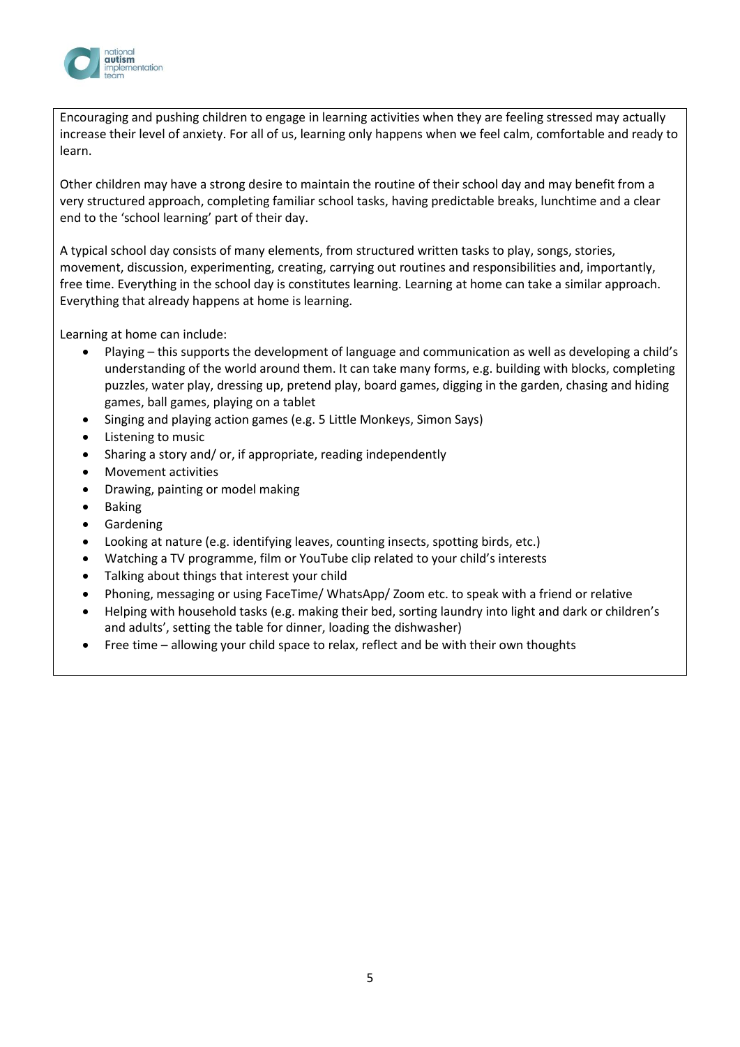Encouraging and pushing children to engage in learning activities when they are feeling stressed may actually increase their level of anxiety. For all of us, learning only happens when we feel calm, comfortable and ready to learn.

Other children may have a strong desire to maintain the routine of their school day and may benefit from a very structured approach, completing familiar school tasks, having predictable breaks, lunchtime and a clear end to the 'school learning' part of their day.

A typical school day consists of many elements, from structured written tasks to play, songs, stories, movement, discussion, experimenting, creating, carrying out routines and responsibilities and, importantly, free time. Everything in the school day is constitutes learning. Learning at home can take a similar approach. Everything that already happens at home is learning.

Learning at home can include:

- Playing – this supports the development of language and communication as well as developing a child's understanding of the world around them. It can take many forms, e.g. building with blocks, completing puzzles, water play, dressing up, pretend play, board games, digging in the garden, chasing and hiding games, ball games, playing on a tablet
- Singing and playing action games (e.g. 5 Little Monkeys, Simon Says)
- Listening to music
- Sharing a story and/ or, if appropriate, reading independently
- Movement activities
- Drawing, painting or model making
- Baking
- Gardening
- Looking at nature (e.g. identifying leaves, counting insects, spotting birds, etc.)
- Watching a TV programme, film or YouTube clip related to your child's interests
- Talking about things that interest your child
- Phoning, messaging or using FaceTime/ WhatsApp/ Zoom etc. to speak with a friend or relative
- Helping with household tasks (e.g. making their bed, sorting laundry into light and dark or children's and adults', setting the table for dinner, loading the dishwasher)
- Free time – allowing your child space to relax, reflect and be with their own thoughts